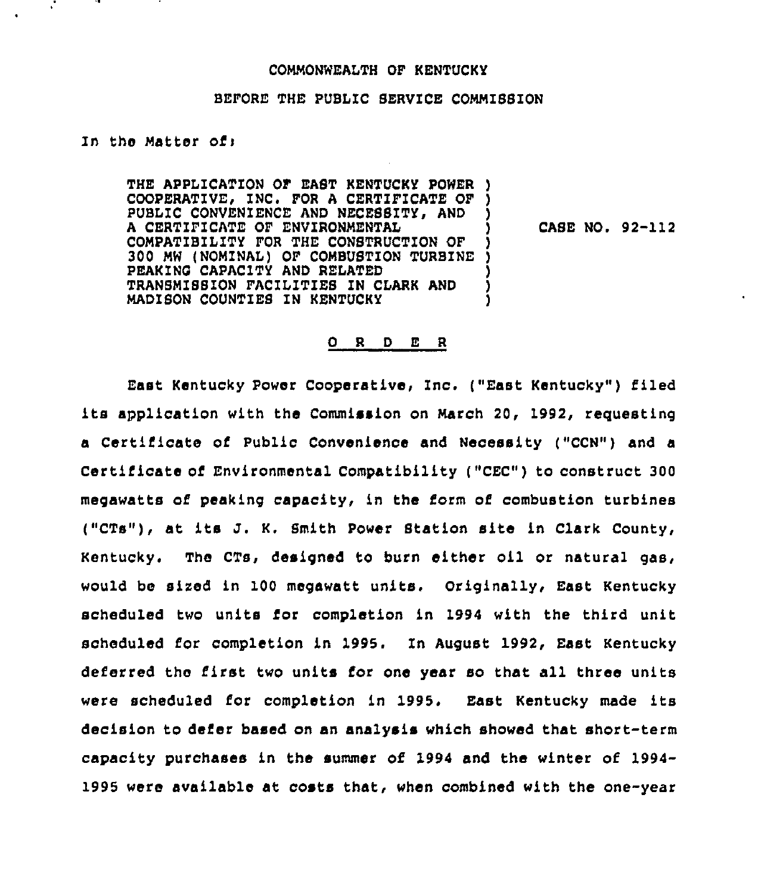COMMONWEALTH OF KENTUCKY

BEFORE THE PUBLIC SERVICE COMMISSION

In the Matter of:

THE APPLICATION OF EAST KENTUCKY POWER COOPERATIVE, INC. FOR A CERTIFICATE OF PUBLIC CONVENIENCE AND NECESSITY, AND A CERTIFICATE OF ENVIRONMENTAL COMPATIBILITY FOR THE CONSTRUCTION OF 300 MW (NOMINAL) OF COMBUSTION TURBINE PEAKING CAPACITY AND RELATED TRANSMISSION FACILITIES IN CLARK AND MADISON COUNTIES IN KENTUCKY

CASE NO. 92-112

## O R D E R

East Kentucky Power Cooperative, Inc. ("East Kentucky") filed its application with the Commission on March 20, 1992, requesting a Certificate of Public Convenience and Necessity ("CCN") and a Certificate of Environmental Compatibility ("CEC") to construct 300 megawatts of peaking capacity, in the form of combustion turbines ("CTs"), at its J. K. Smith Power Station site in Clark County, Kentucky. The CTs, designed to burn either oil or natural gas, would be sized in 100 megawatt units. Originally, East Kentucky scheduled two units for completion in 1994 with the third unit scheduled for completion in 1995. In August 1992, East Kentucky deferred the first two units for one year so that all three units were scheduled for completion in 1995. East Kentucky made its decision to defer based on an analysis which showed that short-term capacity purchases in the summer of 1994 and the winter of 1994-1995 were available at costs that, when combined with the one-year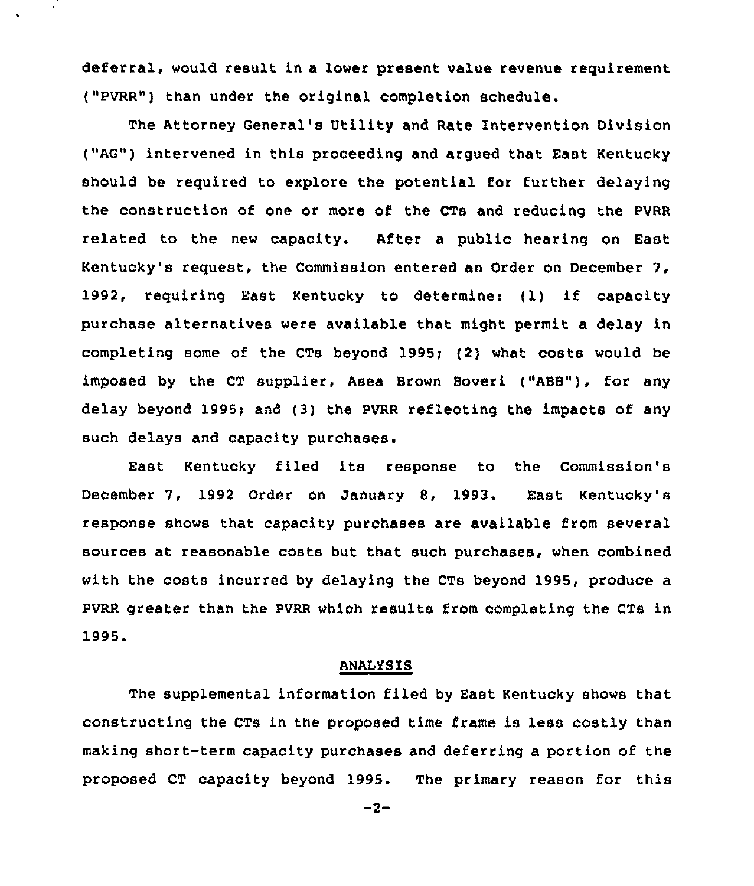deferral, would result in a lower present value revenue requirement ("PVRR") than under the original completion schedule.

The Attorney General's Utility and Rate Intervention Division ("AG") intervened in this proceeding and argued that East Kentucky should be required to explore the potential for further delaying the construction of one or more of the CTs and reducing the PVRR related to the new capacity. After a public hearing on East Kentucky's request, the Commission entered an Order on December 7, 1992, requiring East Kentucky to determine: (1) if capacity purchase alternatives were available that might permit a delay in completing some of the CTs beyond 1995; (2) what costs would be imposed by the CT supplier, Asea Brown Boveri ("ABB"), for any delay beyond 1995; and (3) the PVRR reflecting the impacts of any such delays and capacity purchases.

East Kentucky filed its response to the Commission's December 7, 1992 Order on January 8, 1993. East Kentucky's response shows that capacity purchases are available from several sources at reasonable costs but that such purchases, when combined with the costs incurred by delaying the CTs beyond 1995, produce a PVRR greater than the PVRR which results from completing the CTs in 1995.

## ANALYSIS

The supplemental information filed by East Kentucky shows that constructing the CTs in the proposed time frame is less costly than making short-term capacity purchases and deferring a portion of the proposed CT capacity beyond 1995. The primary reason for this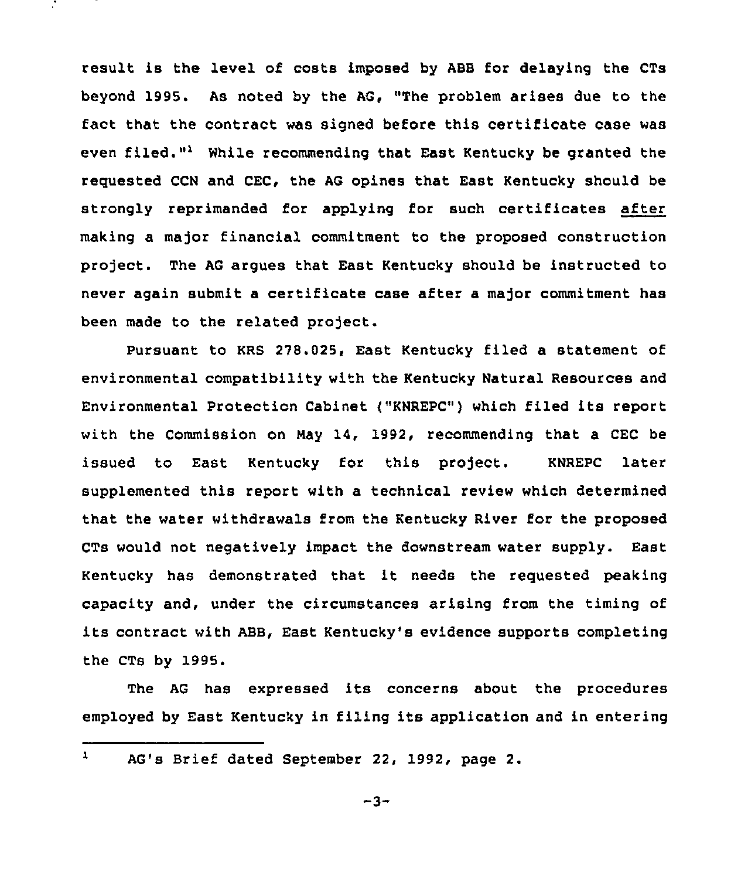result is the level of costs imposed by ABB for delaying the CTs beyond 1995. As noted by the AG, "The problem arises due to the fact that the contract was signed before this certificate case was even filed."[1] While recommending that East Kentucky be granted the requested CCN and CEC, the AG opines that East Kentucky should be strongly reprimanded for applying for such certificates <u>after</u> making a major financial commitment to the proposed construction project. The AG argues that East Kentucky should be instructed to never again submit a certificate case after a major commitment has been made to the related project.

Pursuant to KRS 278.025, East Kentucky filed a statement of environmental compatibility with the Kentucky Natural Resources and Environmental Protection Cabinet ("KNREPC") which filed its report with the Commission on May 14, 1992, recommending that a CEC be issued to East Kentucky for this project. KNREPC later supplemented this report with a technical review which determined that the water withdrawals from the Kentucky River for the proposed CTs would not negatively impact the downstream water supply. East Kentucky has demonstrated that it needs the requested peaking capacity and, under the circumstances arising from the timing of its contract with ABB, East Kentucky's evidence supports completing the CTs by 1995.

The AG has expressed its concerns about the procedures employed by East Kentucky in filing its application and in entering

---

[1] AG's Brief dated September 22, 1992, page 2.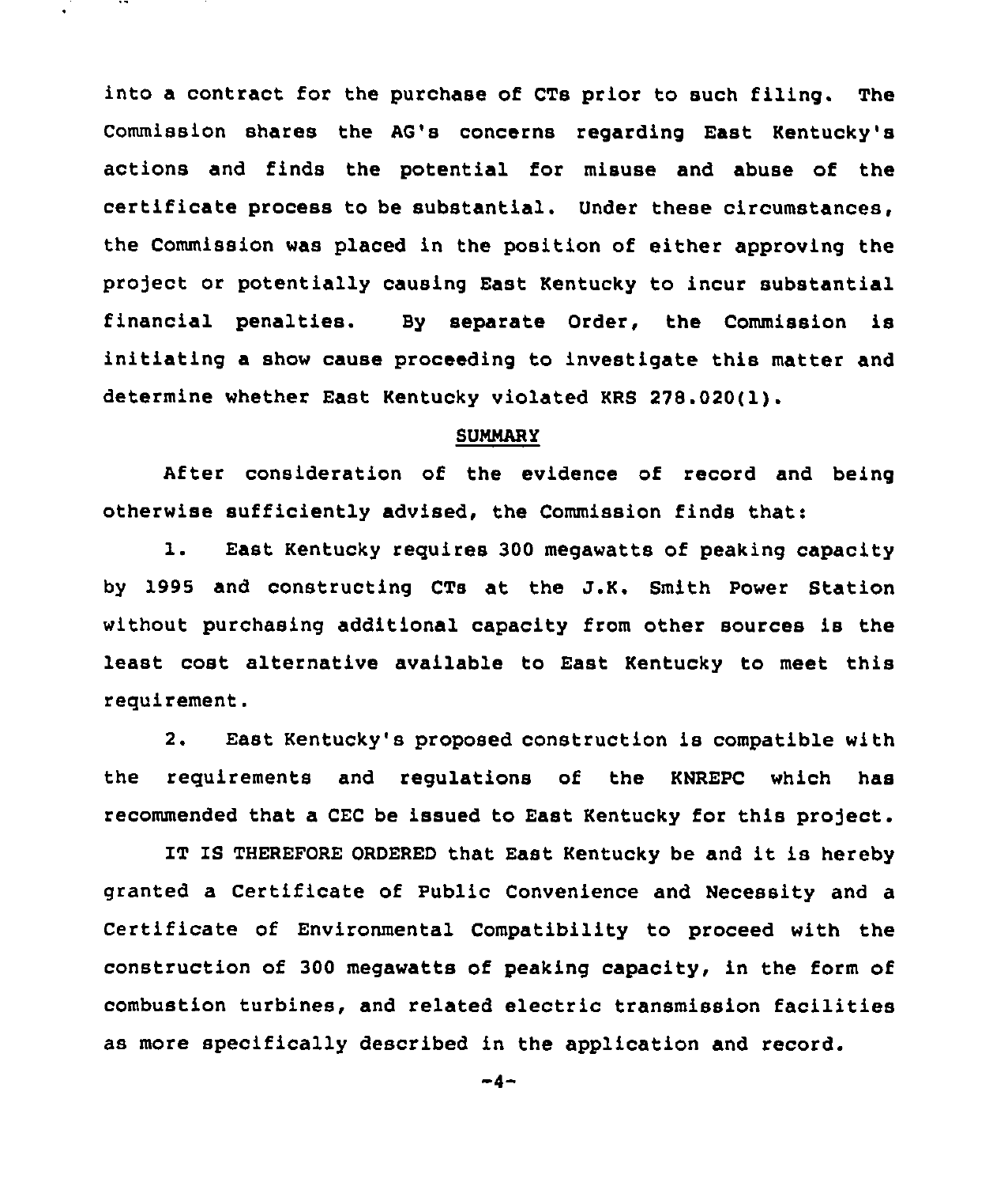into a contract for the purchase of CTs prior to such filing. The Commission shares the AG's concerns regarding East Kentucky's actions and finds the potential for misuse and abuse of the certificate process to be substantial. Under these circumstances, the Commission was placed in the position of either approving the project or potentially causing East Kentucky to incur substantial financial penalties. By separate Order, the Commission is initiating a show cause proceeding to investigate this matter and determine whether East Kentucky violated KRS 278.020(1).

## SUMMARY

After consideration of the evidence of record and being otherwise sufficiently advised, the Commission finds that:

1. East Kentucky requires 300 megawatts of peaking capacity by 1995 and constructing CTs at the J.K. Smith Power Station without purchasing additional capacity from other sources is the least cost alternative available to East Kentucky to meet this requirement.

2. East Kentucky's proposed construction is compatible with the requirements and regulations of the KNREPC which has recommended that a CEC be issued to East Kentucky for this project.

IT IS THEREFORE ORDERED that East Kentucky be and it is hereby granted a Certificate of Public Convenience and Necessity and a Certificate of Environmental Compatibility to proceed with the construction of 300 megawatts of peaking capacity, in the form of combustion turbines, and related electric transmission facilities as more specifically described in the application and record.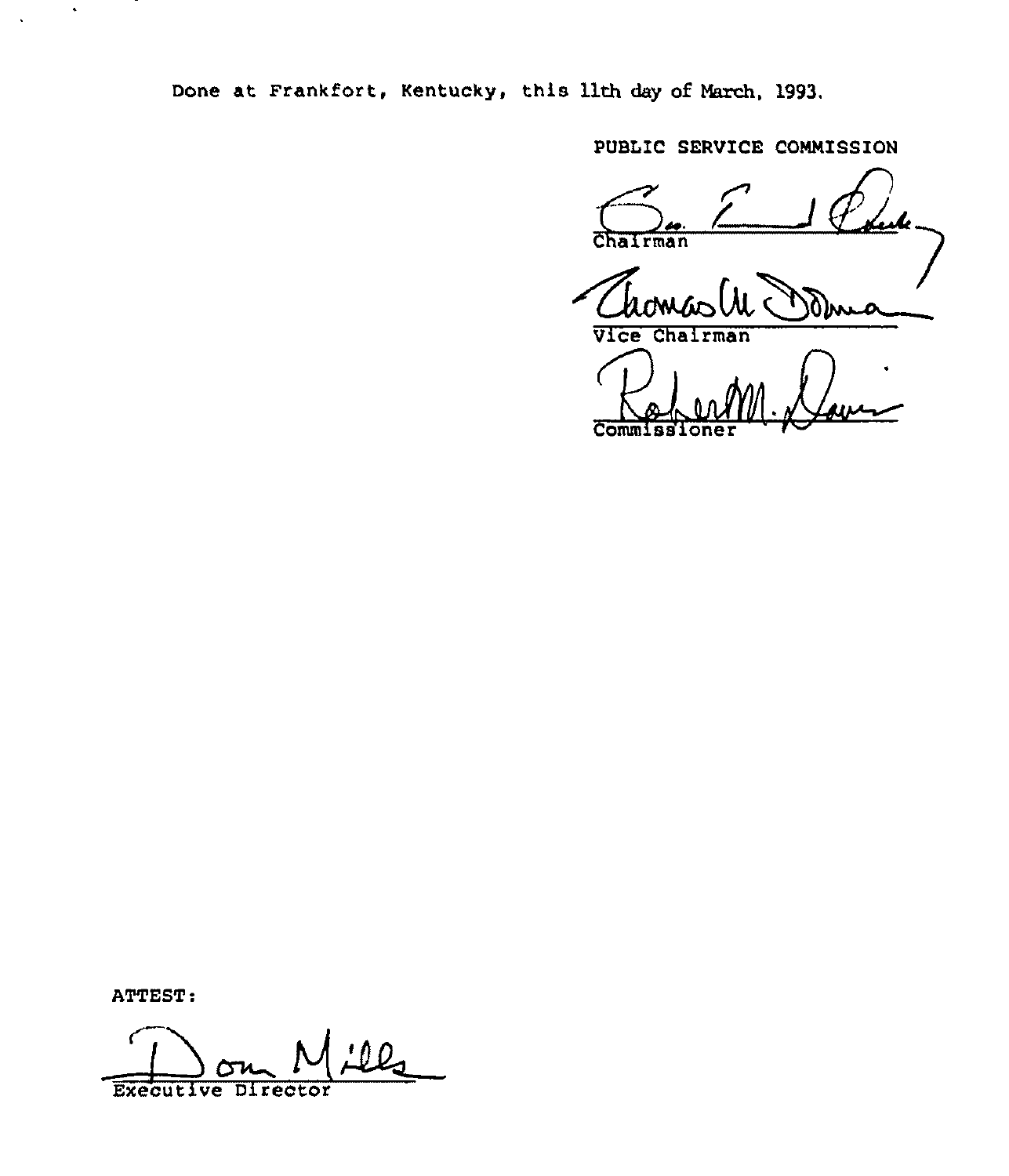Done at Frankfort, Kentucky, this 11th day of March, 1993.

PUBLIC SERVICE COMMISSION

Chairman

Vice Chairman

Commissioner

ATTEST:

Executive Director